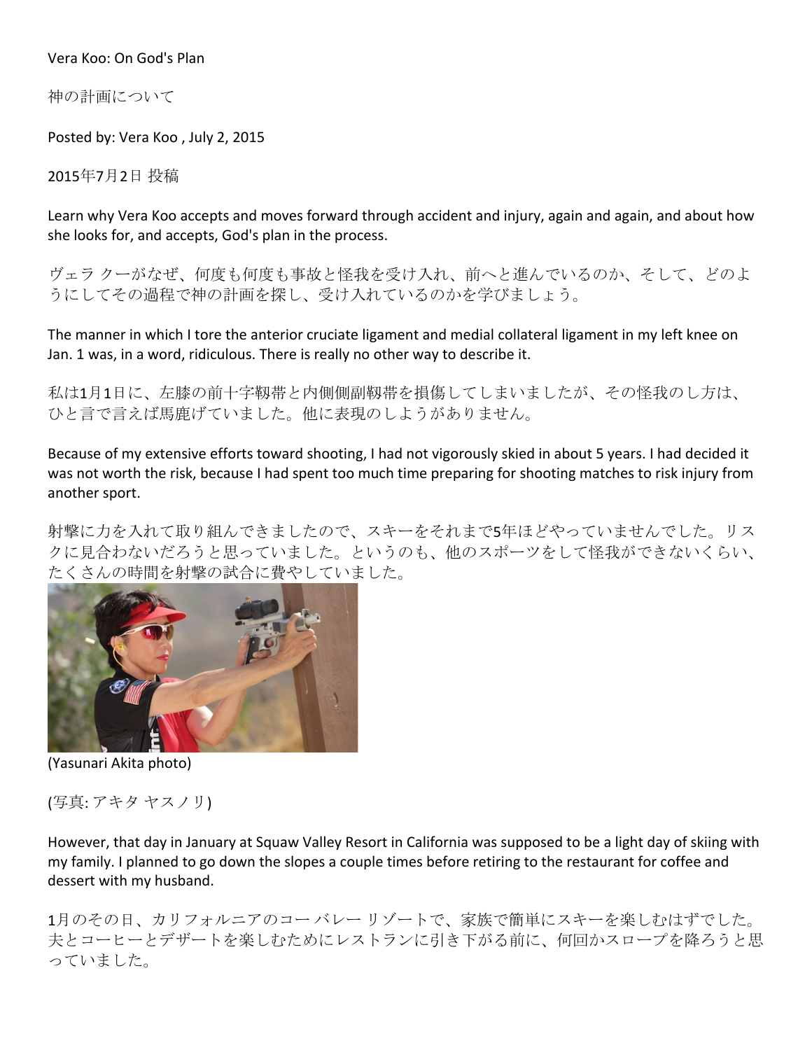Vera Koo: On God's Plan

神の計画について

Posted by: Vera Koo , July 2, 2015

2015年7月2日 投稿

Learn why Vera Koo accepts and moves forward through accident and injury, again and again, and about how she looks for, and accepts, God's plan in the process.

ヴェラ クーがなぜ、何度も何度も事故と怪我を受け入れ、前へと進んでいるのか、そして、どのようにしてその過程で神の計画を探し、受け入れているのかを学びましょう。

The manner in which I tore the anterior cruciate ligament and medial collateral ligament in my left knee on Jan. 1 was, in a word, ridiculous. There is really no other way to describe it.

私は1月1日に、左膝の前十字靭帯と内側側副靭帯を損傷してしまいましたが、その怪我のし方は、ひと言で言えば馬鹿げていました。他に表現のしようがありません。

Because of my extensive efforts toward shooting, I had not vigorously skied in about 5 years. I had decided it was not worth the risk, because I had spent too much time preparing for shooting matches to risk injury from another sport.

射撃に力を入れて取り組んできましたので、スキーをそれまで5年ほどやっていませんでした。リスクに見合わないだろうと思っていました。というのも、他のスポーツをして怪我ができないくらい、たくさんの時間を射撃の試合に費やしていました。

(Yasunari Akita photo)

(写真: アキタ ヤスノリ)

However, that day in January at Squaw Valley Resort in California was supposed to be a light day of skiing with my family. I planned to go down the slopes a couple times before retiring to the restaurant for coffee and dessert with my husband.

1月のその日、カリフォルニアのコー バレー リゾートで、家族で簡単にスキーを楽しむはずでした。夫とコーヒーとデザートを楽しむためにレストランに引き下がる前に、何回かスロープを降ろうと思っていました。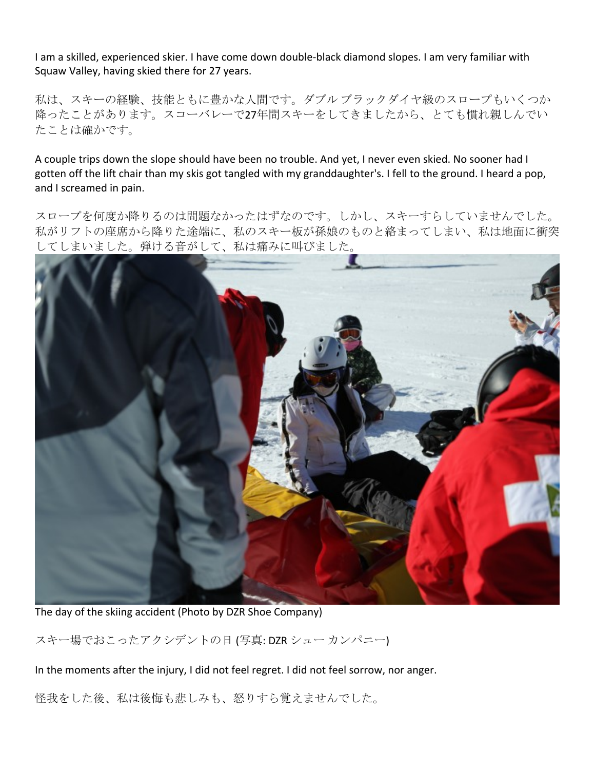I am a skilled, experienced skier. I have come down double-black diamond slopes. I am very familiar with Squaw Valley, having skied there for 27 years.

私は、スキーの経験、技能ともに豊かな人間です。ダブル ブラックダイヤ級のスロープもいくつか降ったことがあります。スコーバレーで27年間スキーをしてきましたから、とても慣れ親しんでいたことは確かです。

A couple trips down the slope should have been no trouble. And yet, I never even skied. No sooner had I gotten off the lift chair than my skis got tangled with my granddaughter's. I fell to the ground. I heard a pop, and I screamed in pain.

スロープを何度か降りるのは問題なかったはずなのです。しかし、スキーすらしていませんでした。私がリフトの座席から降りた途端に、私のスキー板が孫娘のものと絡まってしまい、私は地面に衝突してしまいました。弾ける音がして、私は痛みに叫びました。

The day of the skiing accident (Photo by DZR Shoe Company)

スキー場でおこったアクシデントの日 (写真: DZR シュー カンパニー)

In the moments after the injury, I did not feel regret. I did not feel sorrow, nor anger.

怪我をした後、私は後悔も悲しみも、怒りすら覚えませんでした。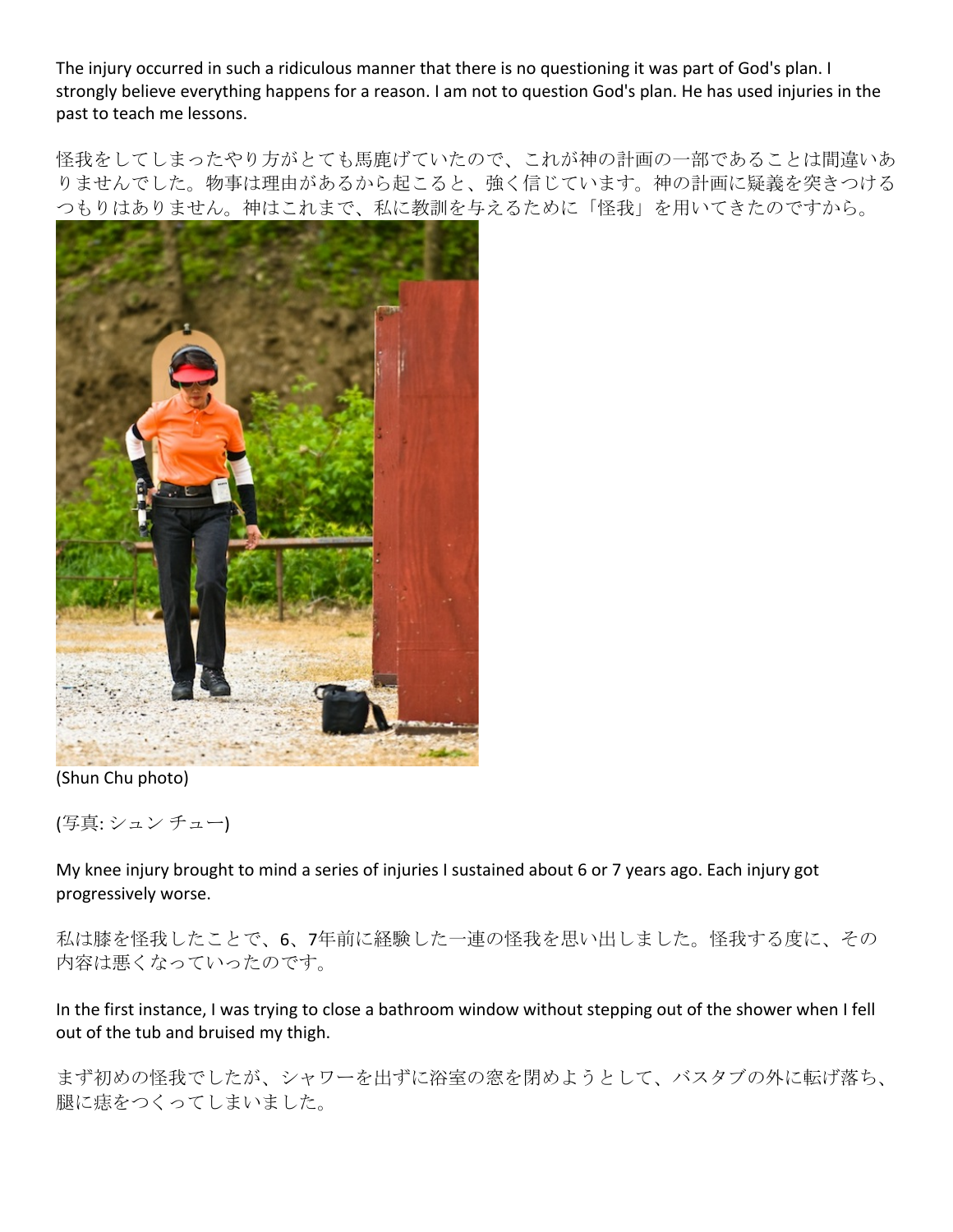The injury occurred in such a ridiculous manner that there is no questioning it was part of God's plan. I strongly believe everything happens for a reason. I am not to question God's plan. He has used injuries in the past to teach me lessons.

怪我をしてしまったやり方がとても馬鹿げていたので、これが神の計画の一部であることは間違いありませんでした。物事は理由があるから起こると、強く信じています。神の計画に疑義を突きつけるつもりはありません。神はこれまで、私に教訓を与えるために「怪我」を用いてきたのですから。

(Shun Chu photo)

(写真: シュン チュー)

My knee injury brought to mind a series of injuries I sustained about 6 or 7 years ago. Each injury got progressively worse.

私は膝を怪我したことで、6、7年前に経験した一連の怪我を思い出しました。怪我する度に、その内容は悪くなっていったのです。

In the first instance, I was trying to close a bathroom window without stepping out of the shower when I fell out of the tub and bruised my thigh.

まず初めの怪我でしたが、シャワーを出ずに浴室の窓を閉めようとして、バスタブの外に転げ落ち、腿に痣をつくってしまいました。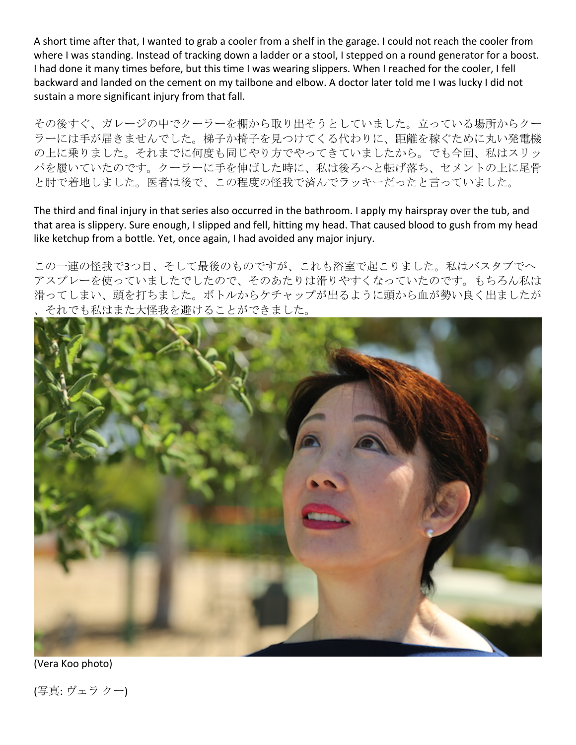A short time after that, I wanted to grab a cooler from a shelf in the garage. I could not reach the cooler from where I was standing. Instead of tracking down a ladder or a stool, I stepped on a round generator for a boost. I had done it many times before, but this time I was wearing slippers. When I reached for the cooler, I fell backward and landed on the cement on my tailbone and elbow. A doctor later told me I was lucky I did not sustain a more significant injury from that fall.

その後すぐ、ガレージの中でクーラーを棚から取り出そうとしていました。立っている場所からクーラーには手が届きませんでした。梯子か椅子を見つけてくる代わりに、距離を稼ぐために丸い発電機の上に乗りました。それまでに何度も同じやり方でやってきていましたから。でも今回、私はスリッパを履いていたのです。クーラーに手を伸ばした時に、私は後ろへと転げ落ち、セメントの上に尾骨と肘で着地しました。医者は後で、この程度の怪我で済んでラッキーだったと言っていました。

The third and final injury in that series also occurred in the bathroom. I apply my hairspray over the tub, and that area is slippery. Sure enough, I slipped and fell, hitting my head. That caused blood to gush from my head like ketchup from a bottle. Yet, once again, I had avoided any major injury.

この一連の怪我で3つ目、そして最後のものですが、これも浴室で起こりました。私はバスタブでヘアスプレーを使っていましたでしたので、そのあたりは滑りやすくなっていたのです。もちろん私は滑ってしまい、頭を打ちました。ボトルからケチャップが出るように頭から血が勢い良く出ましたが、それでも私はまた大怪我を避けることができました。

(Vera Koo photo)

(写真: ヴェラ クー)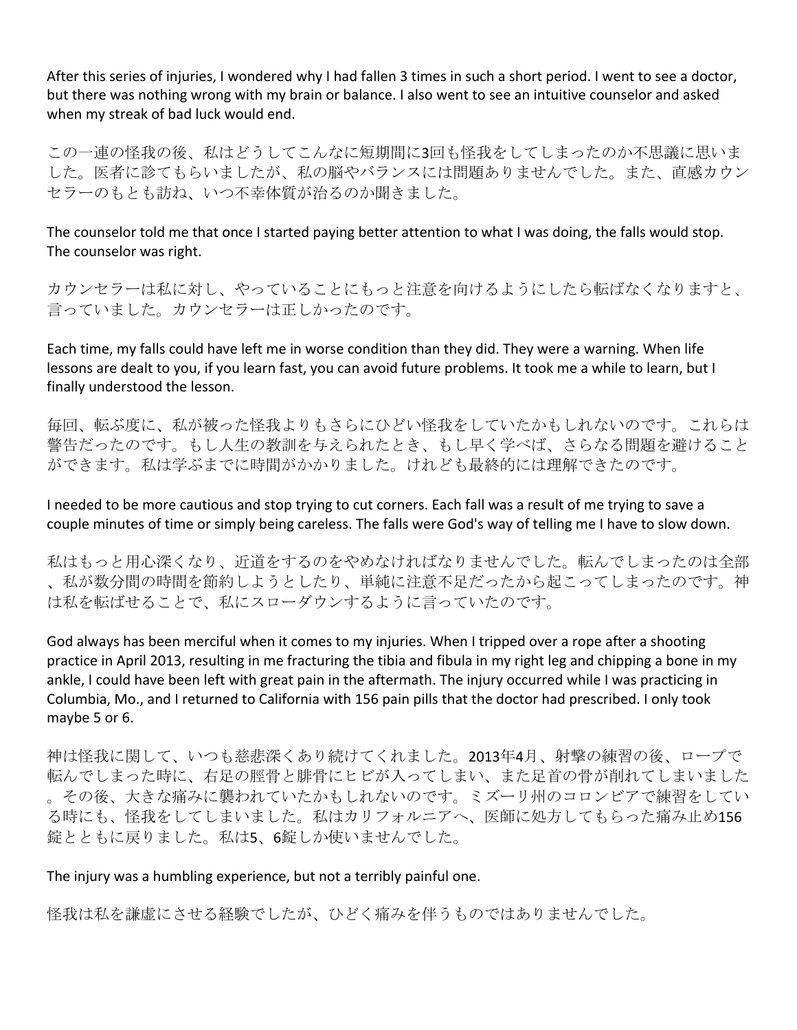After this series of injuries, I wondered why I had fallen 3 times in such a short period. I went to see a doctor, but there was nothing wrong with my brain or balance. I also went to see an intuitive counselor and asked when my streak of bad luck would end.

この一連の怪我の後、私はどうしてこんなに短期間に3回も怪我をしてしまったのか不思議に思いました。医者に診てもらいましたが、私の脳やバランスには問題ありませんでした。また、直感カウンセラーのもとも訪ね、いつ不幸体質が治るのか聞きました。

The counselor told me that once I started paying better attention to what I was doing, the falls would stop. The counselor was right.

カウンセラーは私に対し、やっていることにもっと注意を向けるようにしたら転ばなくなりますと、言っていました。カウンセラーは正しかったのです。

Each time, my falls could have left me in worse condition than they did. They were a warning. When life lessons are dealt to you, if you learn fast, you can avoid future problems. It took me a while to learn, but I finally understood the lesson.

毎回、転ぶ度に、私が被った怪我よりもさらにひどい怪我をしていたかもしれないのです。これらは警告だったのです。もし人生の教訓を与えられたとき、もし早く学べば、さらなる問題を避けることができます。私は学ぶまでに時間がかかりました。けれども最終的には理解できたのです。

I needed to be more cautious and stop trying to cut corners. Each fall was a result of me trying to save a couple minutes of time or simply being careless. The falls were God's way of telling me I have to slow down.

私はもっと用心深くなり、近道をするのをやめなければなりませんでした。転んでしまったのは全部、私が数分間の時間を節約しようとしたり、単純に注意不足だったから起こってしまったのです。神は私を転ばせることで、私にスローダウンするように言っていたのです。

God always has been merciful when it comes to my injuries. When I tripped over a rope after a shooting practice in April 2013, resulting in me fracturing the tibia and fibula in my right leg and chipping a bone in my ankle, I could have been left with great pain in the aftermath. The injury occurred while I was practicing in Columbia, Mo., and I returned to California with 156 pain pills that the doctor had prescribed. I only took maybe 5 or 6.

神は怪我に関して、いつも慈悲深くあり続けてくれました。2013年4月、射撃の練習の後、ロープで転んでしまった時に、右足の脛骨と腓骨にヒビが入ってしまい、また足首の骨が削れてしまいました。その後、大きな痛みに襲われていたかもしれないのです。ミズーリ州のコロンビアで練習をしている時にも、怪我をしてしまいました。私はカリフォルニアへ、医師に処方してもらった痛み止め156錠とともに戻りました。私は5、6錠しか使いませんでした。

The injury was a humbling experience, but not a terribly painful one.

怪我は私を謙虚にさせる経験でしたが、ひどく痛みを伴うものではありませんでした。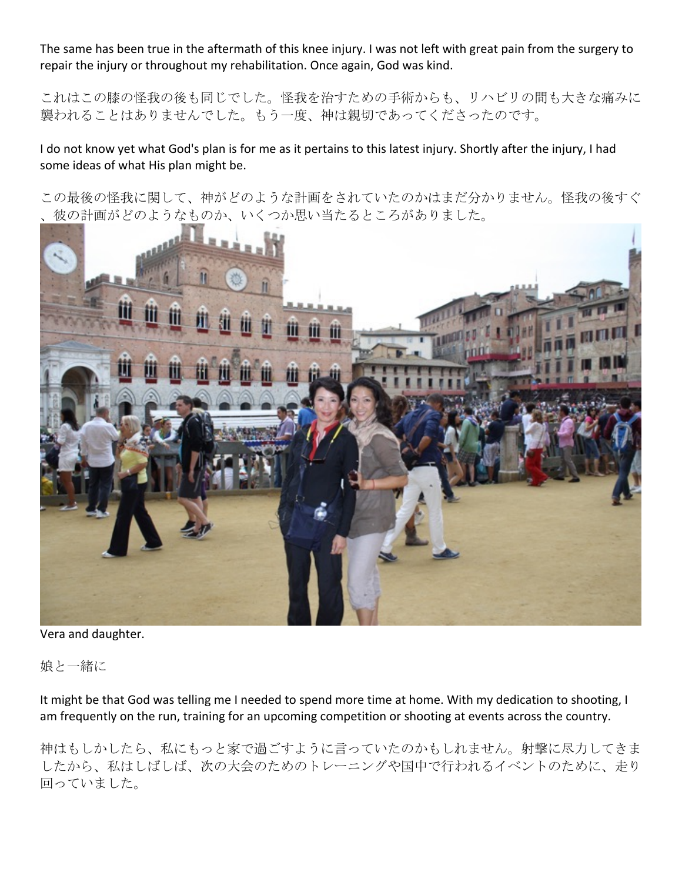The same has been true in the aftermath of this knee injury. I was not left with great pain from the surgery to repair the injury or throughout my rehabilitation. Once again, God was kind.

これはこの膝の怪我の後も同じでした。怪我を治すための手術からも、リハビリの間も大きな痛みに襲われることはありませんでした。もう一度、神は親切であってくださったのです。

I do not know yet what God's plan is for me as it pertains to this latest injury. Shortly after the injury, I had some ideas of what His plan might be.

この最後の怪我に関して、神がどのような計画をされていたのかはまだ分かりません。怪我の後すぐ、彼の計画がどのようなものか、いくつか思い当たるところがありました。

Vera and daughter.

娘と一緒に

It might be that God was telling me I needed to spend more time at home. With my dedication to shooting, I am frequently on the run, training for an upcoming competition or shooting at events across the country.

神はもしかしたら、私にもっと家で過ごすように言っていたのかもしれません。射撃に尽力してきましたから、私はしばしば、次の大会のためのトレーニングや国中で行われるイベントのために、走り回っていました。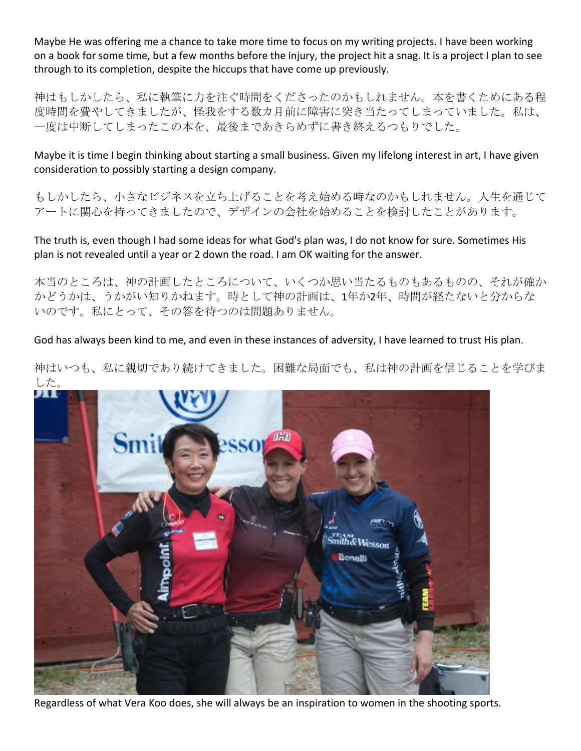Maybe He was offering me a chance to take more time to focus on my writing projects. I have been working on a book for some time, but a few months before the injury, the project hit a snag. It is a project I plan to see through to its completion, despite the hiccups that have come up previously.

神はもしかしたら、私に執筆に力を注ぐ時間をくださったのかもしれません。本を書くためにある程度時間を費やしてきましたが、怪我をする数カ月前に障害に突き当たってしまっていました。私は、一度は中断してしまったこの本を、最後まであきらめずに書き終えるつもりでした。

Maybe it is time I begin thinking about starting a small business. Given my lifelong interest in art, I have given consideration to possibly starting a design company.

もしかしたら、小さなビジネスを立ち上げることを考え始める時なのかもしれません。人生を通じてアートに関心を持ってきましたので、デザインの会社を始めることを検討したことがあります。

The truth is, even though I had some ideas for what God's plan was, I do not know for sure. Sometimes His plan is not revealed until a year or 2 down the road. I am OK waiting for the answer.

本当のところは、神の計画したところについて、いくつか思い当たるものもあるものの、それが確かかどうかは、うかがい知りかねます。時として神の計画は、1年か2年、時間が経たないと分からないのです。私にとって、その答を待つのは問題ありません。

God has always been kind to me, and even in these instances of adversity, I have learned to trust His plan.

神はいつも、私に親切であり続けてきました。困難な局面でも、私は神の計画を信じることを学びました。

Regardless of what Vera Koo does, she will always be an inspiration to women in the shooting sports.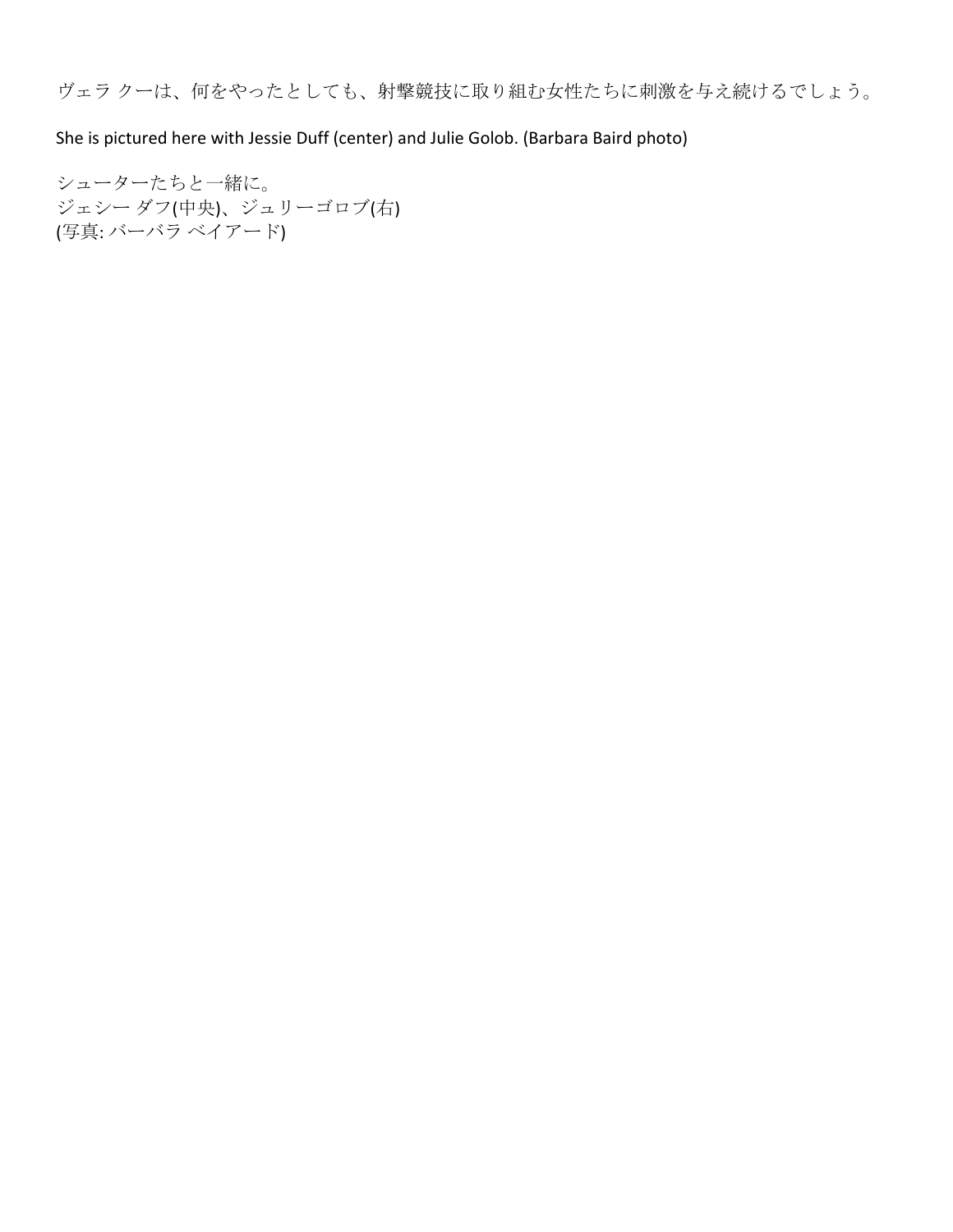ヴェラ クーは、何をやったとしても、射撃競技に取り組む女性たちに刺激を与え続けるでしょう。

She is pictured here with Jessie Duff (center) and Julie Golob. (Barbara Baird photo)

シューターたちと一緒に。
ジェシー ダフ(中央)、ジュリーゴロブ(右)
(写真: バーバラ ベイアード)